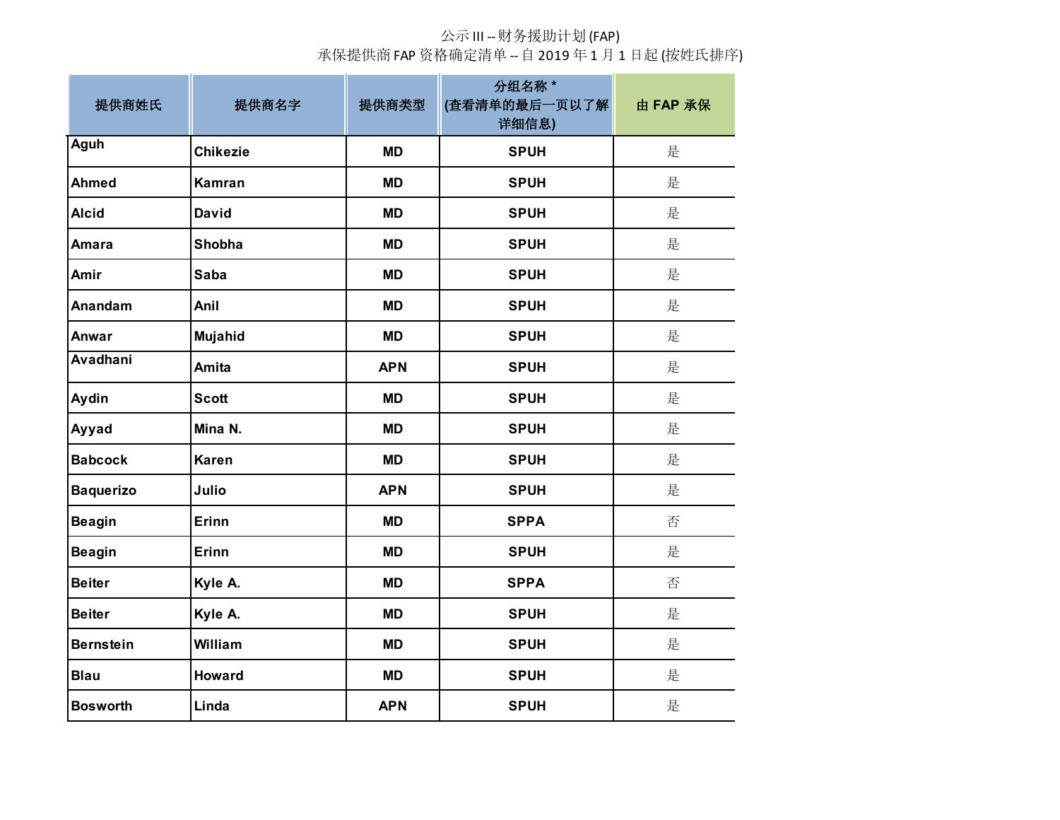# 公示 III -- 财务援助计划 (FAP)

## 承保提供商 FAP 资格确定清单 -- 自 2019 年 1 月 1 日起 (按姓氏排序)

| 提供商姓氏 | 提供商名字 | 提供商类型 | 分组名称 * (查看清单的最后一页以了解详细信息) | 由 FAP 承保 |
|---|---|---|---|---|
| Aguh | Chikezie | MD | SPUH | 是 |
| Ahmed | Kamran | MD | SPUH | 是 |
| Alcid | David | MD | SPUH | 是 |
| Amara | Shobha | MD | SPUH | 是 |
| Amir | Saba | MD | SPUH | 是 |
| Anandam | Anil | MD | SPUH | 是 |
| Anwar | Mujahid | MD | SPUH | 是 |
| Avadhani | Amita | APN | SPUH | 是 |
| Aydin | Scott | MD | SPUH | 是 |
| Ayyad | Mina N. | MD | SPUH | 是 |
| Babcock | Karen | MD | SPUH | 是 |
| Baquerizo | Julio | APN | SPUH | 是 |
| Beagin | Erinn | MD | SPPA | 否 |
| Beagin | Erinn | MD | SPUH | 是 |
| Beiter | Kyle A. | MD | SPPA | 否 |
| Beiter | Kyle A. | MD | SPUH | 是 |
| Bernstein | William | MD | SPUH | 是 |
| Blau | Howard | MD | SPUH | 是 |
| Bosworth | Linda | APN | SPUH | 是 |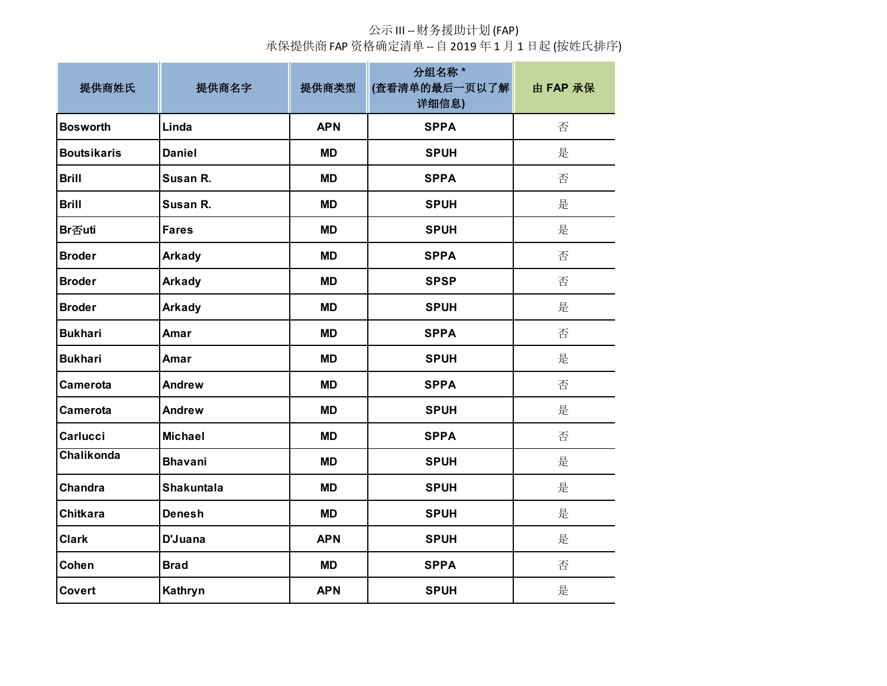公示 III -- 财务援助计划 (FAP)
承保提供商 FAP 资格确定清单 -- 自 2019 年 1 月 1 日起 (按姓氏排序)

| 提供商姓氏 | 提供商名字 | 提供商类型 | 分组名称 * (查看清单的最后一页以了解详细信息) | 由 FAP 承保 |
|---|---|---|---|---|
| Bosworth | Linda | APN | SPPA | 否 |
| Boutsikaris | Daniel | MD | SPUH | 是 |
| Brill | Susan R. | MD | SPPA | 否 |
| Brill | Susan R. | MD | SPUH | 是 |
| Br否uti | Fares | MD | SPUH | 是 |
| Broder | Arkady | MD | SPPA | 否 |
| Broder | Arkady | MD | SPSP | 否 |
| Broder | Arkady | MD | SPUH | 是 |
| Bukhari | Amar | MD | SPPA | 否 |
| Bukhari | Amar | MD | SPUH | 是 |
| Camerota | Andrew | MD | SPPA | 否 |
| Camerota | Andrew | MD | SPUH | 是 |
| Carlucci | Michael | MD | SPPA | 否 |
| Chalikonda | Bhavani | MD | SPUH | 是 |
| Chandra | Shakuntala | MD | SPUH | 是 |
| Chitkara | Denesh | MD | SPUH | 是 |
| Clark | D'Juana | APN | SPUH | 是 |
| Cohen | Brad | MD | SPPA | 否 |
| Covert | Kathryn | APN | SPUH | 是 |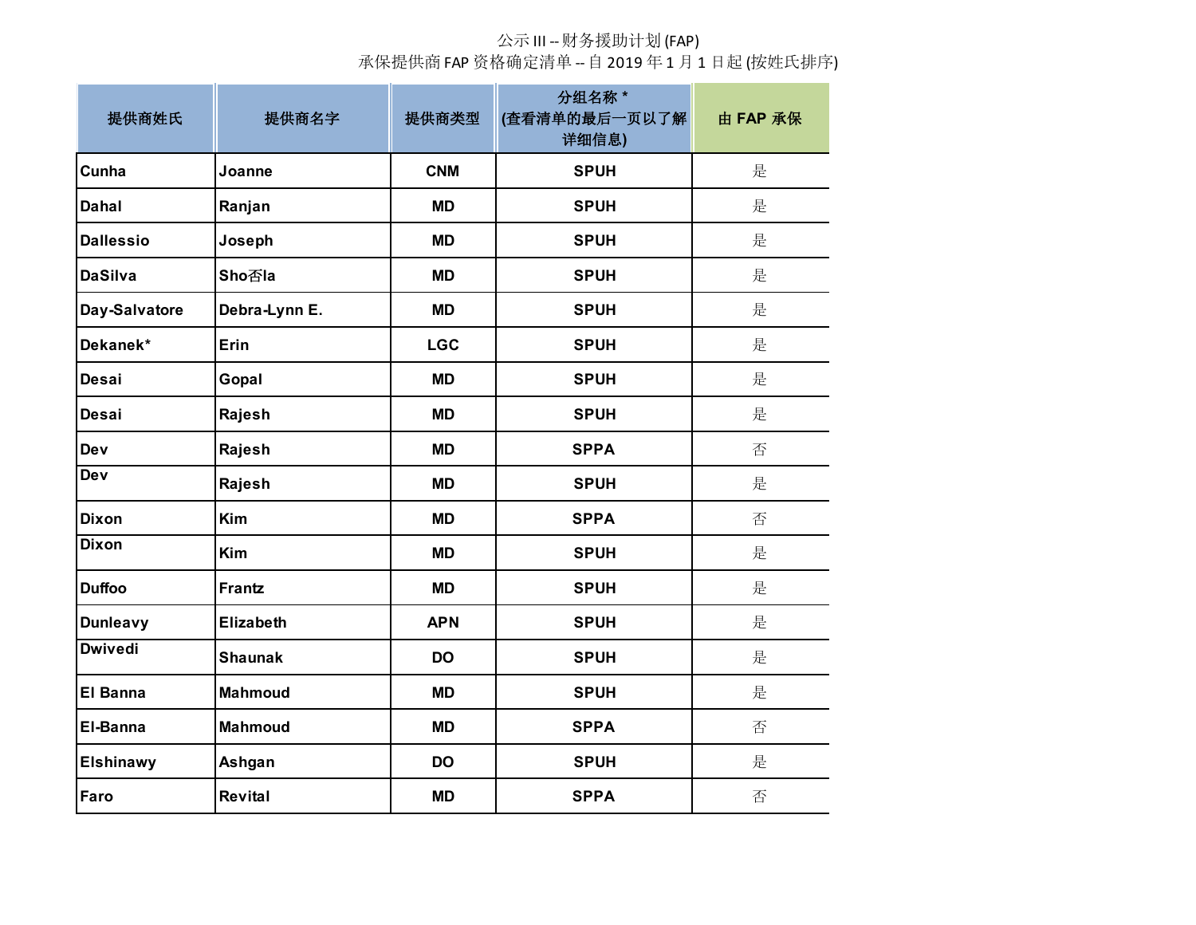公示 III -- 财务援助计划 (FAP)

承保提供商 FAP 资格确定清单 -- 自 2019 年 1 月 1 日起 (按姓氏排序)

| 提供商姓氏 | 提供商名字 | 提供商类型 | 分组名称 * (查看清单的最后一页以了解详细信息) | 由 FAP 承保 |
|---|---|---|---|---|
| Cunha | Joanne | CNM | SPUH | 是 |
| Dahal | Ranjan | MD | SPUH | 是 |
| Dallessio | Joseph | MD | SPUH | 是 |
| DaSilva | Sho否la | MD | SPUH | 是 |
| Day-Salvatore | Debra-Lynn E. | MD | SPUH | 是 |
| Dekanek* | Erin | LGC | SPUH | 是 |
| Desai | Gopal | MD | SPUH | 是 |
| Desai | Rajesh | MD | SPUH | 是 |
| Dev | Rajesh | MD | SPPA | 否 |
| Dev | Rajesh | MD | SPUH | 是 |
| Dixon | Kim | MD | SPPA | 否 |
| Dixon | Kim | MD | SPUH | 是 |
| Duffoo | Frantz | MD | SPUH | 是 |
| Dunleavy | Elizabeth | APN | SPUH | 是 |
| Dwivedi | Shaunak | DO | SPUH | 是 |
| El Banna | Mahmoud | MD | SPUH | 是 |
| El-Banna | Mahmoud | MD | SPPA | 否 |
| Elshinawy | Ashgan | DO | SPUH | 是 |
| Faro | Revital | MD | SPPA | 否 |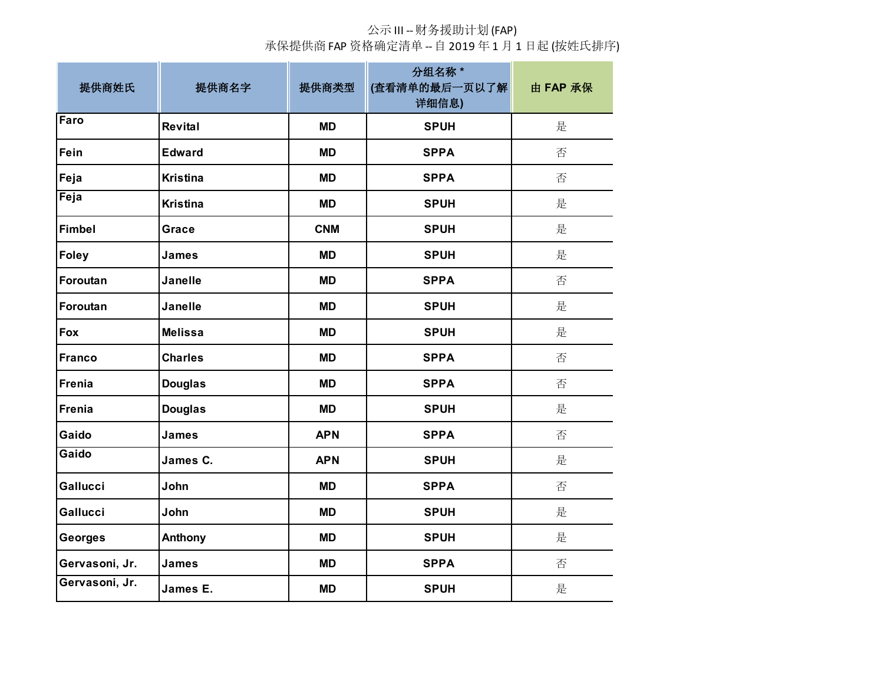公示 III -- 财务援助计划 (FAP)
承保提供商 FAP 资格确定清单 -- 自 2019 年 1 月 1 日起 (按姓氏排序)

| 提供商姓氏 | 提供商名字 | 提供商类型 | 分组名称 * (查看清单的最后一页以了解详细信息) | 由 FAP 承保 |
|---|---|---|---|---|
| Faro | Revital | MD | SPUH | 是 |
| Fein | Edward | MD | SPPA | 否 |
| Feja | Kristina | MD | SPPA | 否 |
| Feja | Kristina | MD | SPUH | 是 |
| Fimbel | Grace | CNM | SPUH | 是 |
| Foley | James | MD | SPUH | 是 |
| Foroutan | Janelle | MD | SPPA | 否 |
| Foroutan | Janelle | MD | SPUH | 是 |
| Fox | Melissa | MD | SPUH | 是 |
| Franco | Charles | MD | SPPA | 否 |
| Frenia | Douglas | MD | SPPA | 否 |
| Frenia | Douglas | MD | SPUH | 是 |
| Gaido | James | APN | SPPA | 否 |
| Gaido | James C. | APN | SPUH | 是 |
| Gallucci | John | MD | SPPA | 否 |
| Gallucci | John | MD | SPUH | 是 |
| Georges | Anthony | MD | SPUH | 是 |
| Gervasoni, Jr. | James | MD | SPPA | 否 |
| Gervasoni, Jr. | James E. | MD | SPUH | 是 |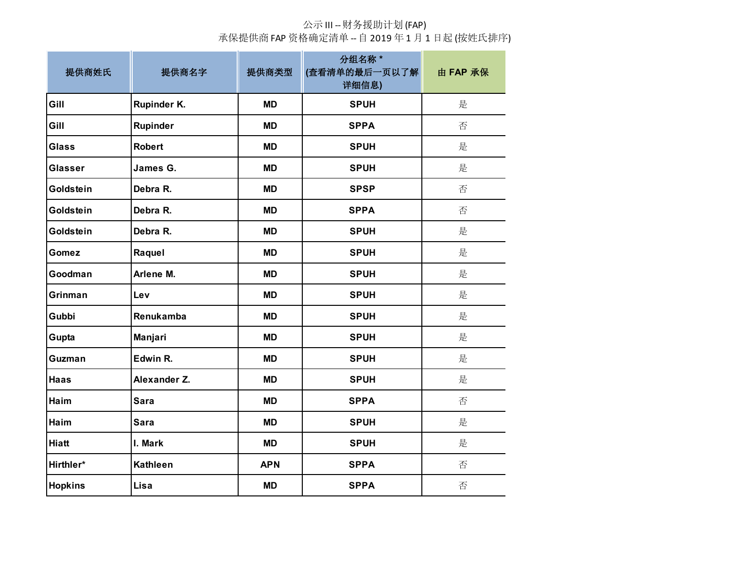公示 III -- 财务援助计划 (FAP)

承保提供商 FAP 资格确定清单 -- 自 2019 年 1 月 1 日起 (按姓氏排序)

| 提供商姓氏 | 提供商名字 | 提供商类型 | 分组名称 * (查看清单的最后一页以了解详细信息) | 由 FAP 承保 |
|---|---|---|---|---|
| Gill | Rupinder K. | MD | SPUH | 是 |
| Gill | Rupinder | MD | SPPA | 否 |
| Glass | Robert | MD | SPUH | 是 |
| Glasser | James G. | MD | SPUH | 是 |
| Goldstein | Debra R. | MD | SPSP | 否 |
| Goldstein | Debra R. | MD | SPPA | 否 |
| Goldstein | Debra R. | MD | SPUH | 是 |
| Gomez | Raquel | MD | SPUH | 是 |
| Goodman | Arlene M. | MD | SPUH | 是 |
| Grinman | Lev | MD | SPUH | 是 |
| Gubbi | Renukamba | MD | SPUH | 是 |
| Gupta | Manjari | MD | SPUH | 是 |
| Guzman | Edwin R. | MD | SPUH | 是 |
| Haas | Alexander Z. | MD | SPUH | 是 |
| Haim | Sara | MD | SPPA | 否 |
| Haim | Sara | MD | SPUH | 是 |
| Hiatt | I. Mark | MD | SPUH | 是 |
| Hirthler* | Kathleen | APN | SPPA | 否 |
| Hopkins | Lisa | MD | SPPA | 否 |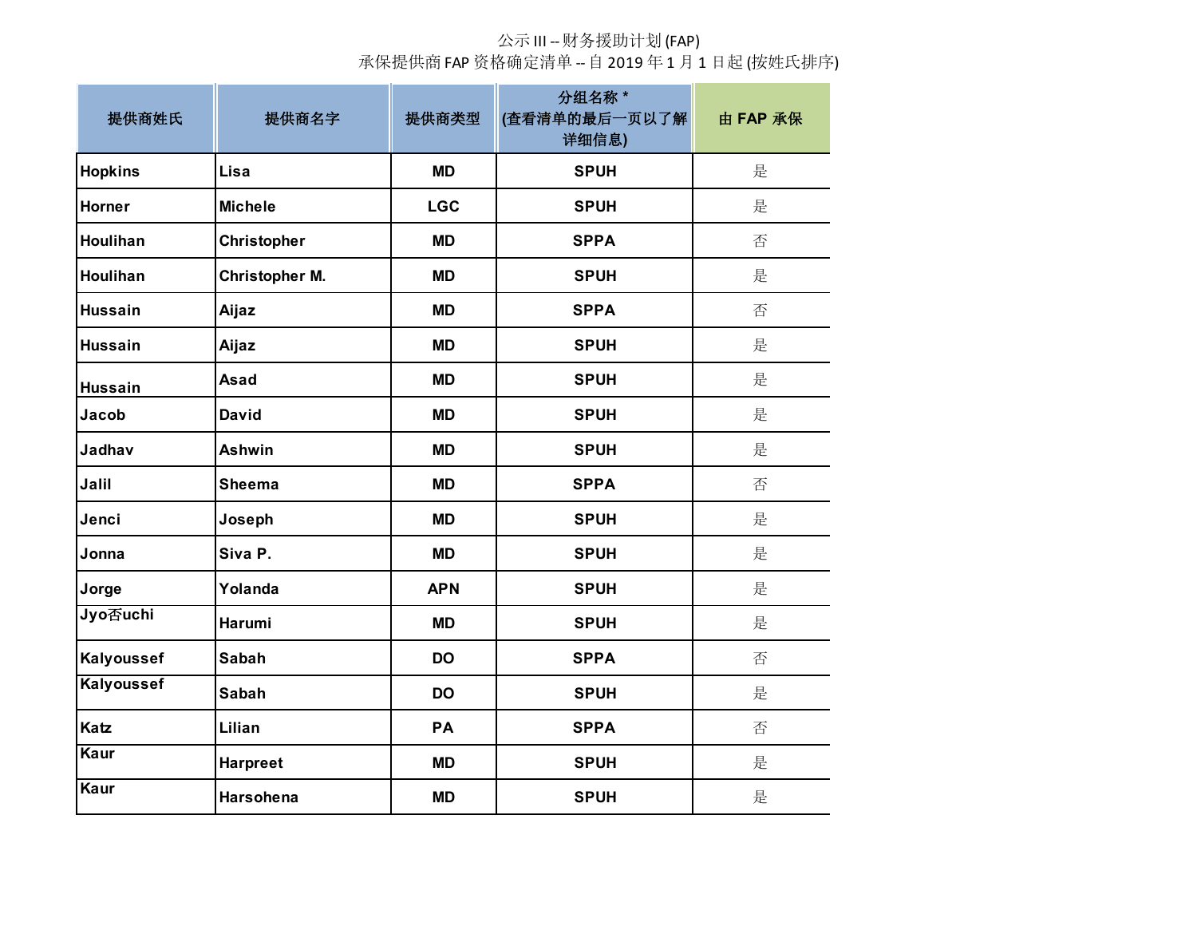公示 III -- 财务援助计划 (FAP)
承保提供商 FAP 资格确定清单 -- 自 2019 年 1 月 1 日起 (按姓氏排序)

| 提供商姓氏 | 提供商名字 | 提供商类型 | 分组名称 * (查看清单的最后一页以了解详细信息) | 由 FAP 承保 |
|---|---|---|---|---|
| Hopkins | Lisa | MD | SPUH | 是 |
| Horner | Michele | LGC | SPUH | 是 |
| Houlihan | Christopher | MD | SPPA | 否 |
| Houlihan | Christopher M. | MD | SPUH | 是 |
| Hussain | Aijaz | MD | SPPA | 否 |
| Hussain | Aijaz | MD | SPUH | 是 |
| Hussain | Asad | MD | SPUH | 是 |
| Jacob | David | MD | SPUH | 是 |
| Jadhav | Ashwin | MD | SPUH | 是 |
| Jalil | Sheema | MD | SPPA | 否 |
| Jenci | Joseph | MD | SPUH | 是 |
| Jonna | Siva P. | MD | SPUH | 是 |
| Jorge | Yolanda | APN | SPUH | 是 |
| Jyo否uchi | Harumi | MD | SPUH | 是 |
| Kalyoussef | Sabah | DO | SPPA | 否 |
| Kalyoussef | Sabah | DO | SPUH | 是 |
| Katz | Lilian | PA | SPPA | 否 |
| Kaur | Harpreet | MD | SPUH | 是 |
| Kaur | Harsohena | MD | SPUH | 是 |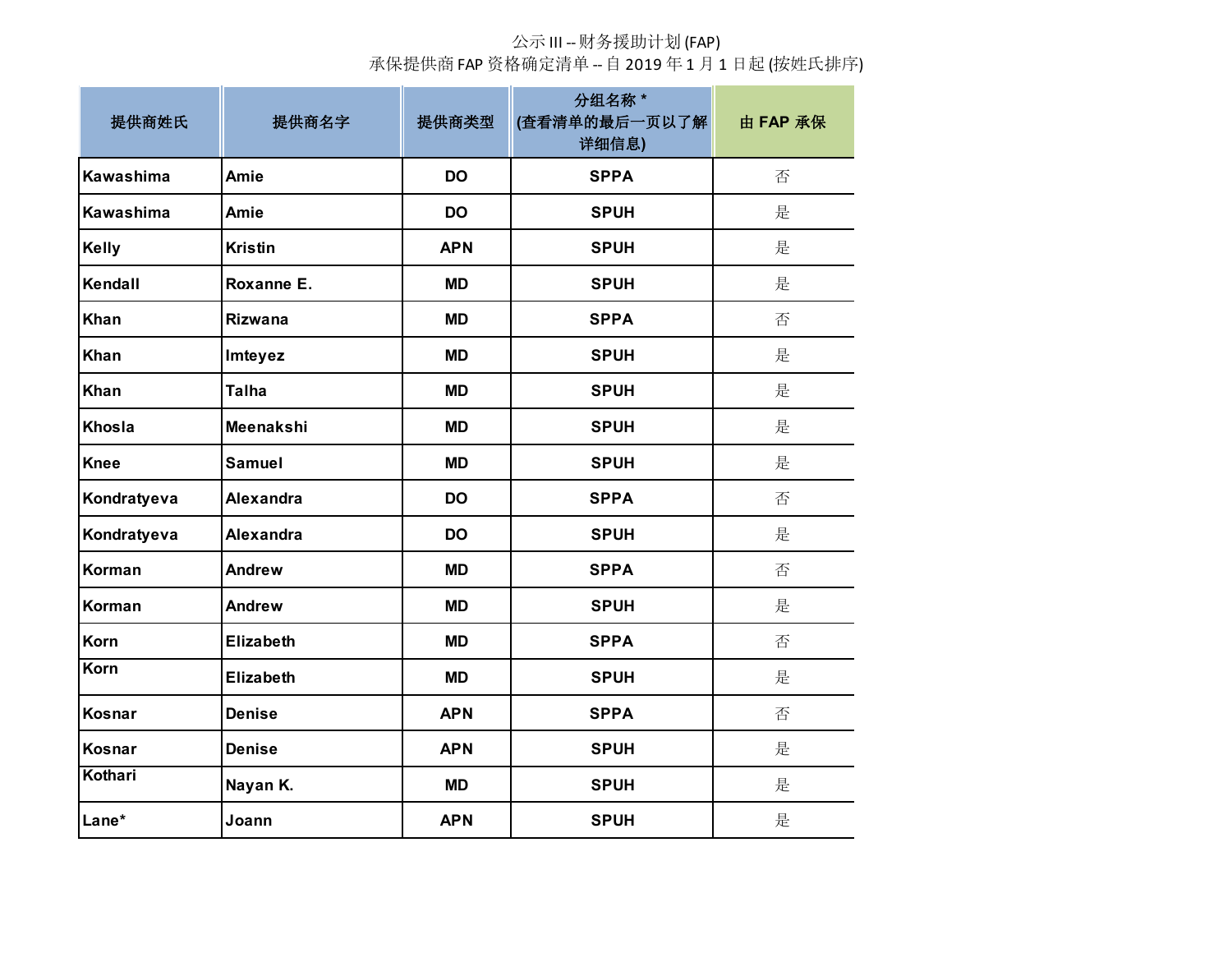公示 III -- 财务援助计划 (FAP)

承保提供商 FAP 资格确定清单 -- 自 2019 年 1 月 1 日起 (按姓氏排序)

| 提供商姓氏 | 提供商名字 | 提供商类型 | 分组名称 * (查看清单的最后一页以了解详细信息) | 由 FAP 承保 |
|---|---|---|---|---|
| Kawashima | Amie | DO | SPPA | 否 |
| Kawashima | Amie | DO | SPUH | 是 |
| Kelly | Kristin | APN | SPUH | 是 |
| Kendall | Roxanne E. | MD | SPUH | 是 |
| Khan | Rizwana | MD | SPPA | 否 |
| Khan | Imteyez | MD | SPUH | 是 |
| Khan | Talha | MD | SPUH | 是 |
| Khosla | Meenakshi | MD | SPUH | 是 |
| Knee | Samuel | MD | SPUH | 是 |
| Kondratyeva | Alexandra | DO | SPPA | 否 |
| Kondratyeva | Alexandra | DO | SPUH | 是 |
| Korman | Andrew | MD | SPPA | 否 |
| Korman | Andrew | MD | SPUH | 是 |
| Korn | Elizabeth | MD | SPPA | 否 |
| Korn | Elizabeth | MD | SPUH | 是 |
| Kosnar | Denise | APN | SPPA | 否 |
| Kosnar | Denise | APN | SPUH | 是 |
| Kothari | Nayan K. | MD | SPUH | 是 |
| Lane* | Joann | APN | SPUH | 是 |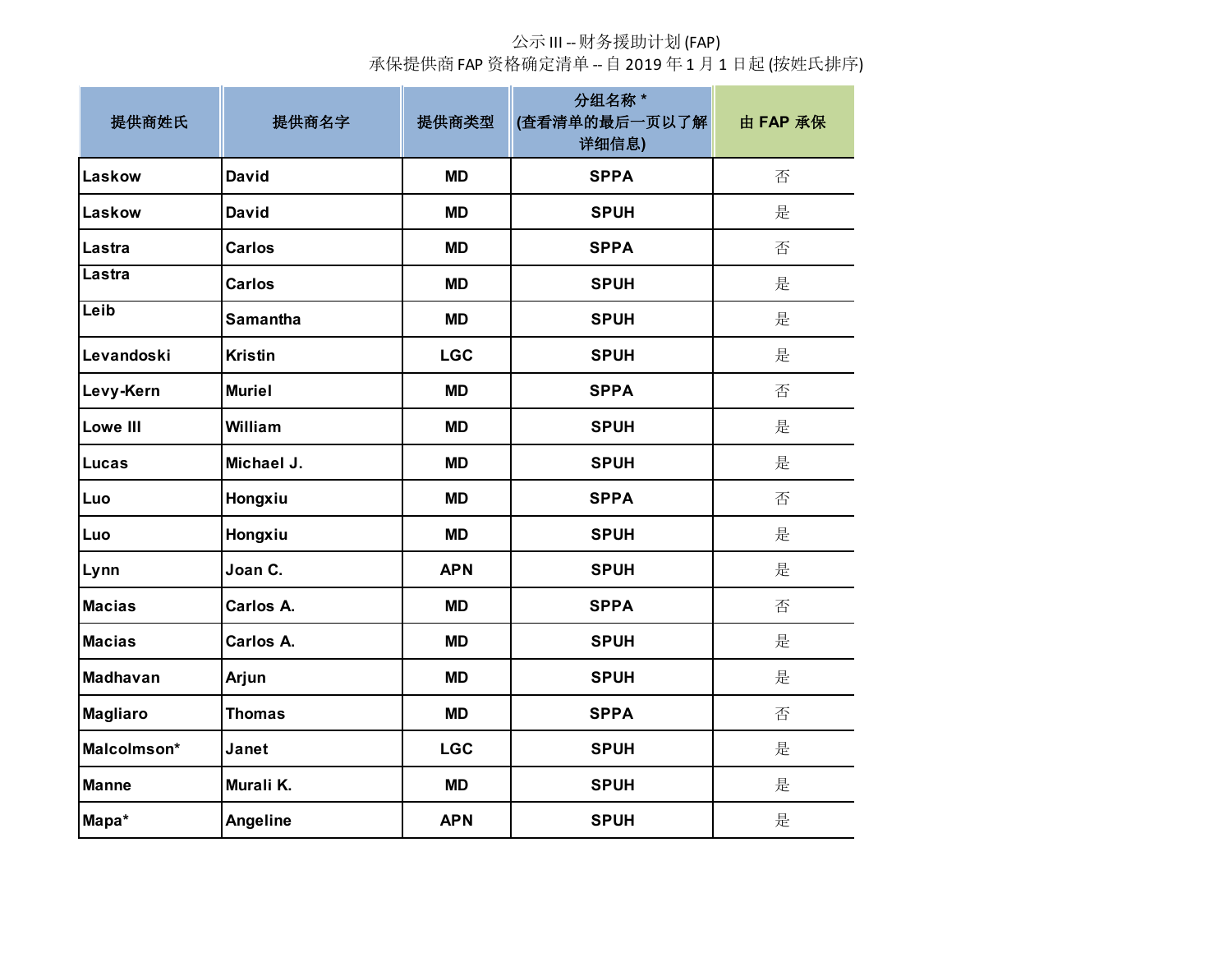公示 III -- 财务援助计划 (FAP)

承保提供商 FAP 资格确定清单 -- 自 2019 年 1 月 1 日起 (按姓氏排序)

| 提供商姓氏 | 提供商名字 | 提供商类型 | 分组名称 * (查看清单的最后一页以了解详细信息) | 由 FAP 承保 |
|---|---|---|---|---|
| Laskow | David | MD | SPPA | 否 |
| Laskow | David | MD | SPUH | 是 |
| Lastra | Carlos | MD | SPPA | 否 |
| Lastra | Carlos | MD | SPUH | 是 |
| Leib | Samantha | MD | SPUH | 是 |
| Levandoski | Kristin | LGC | SPUH | 是 |
| Levy-Kern | Muriel | MD | SPPA | 否 |
| Lowe III | William | MD | SPUH | 是 |
| Lucas | Michael J. | MD | SPUH | 是 |
| Luo | Hongxiu | MD | SPPA | 否 |
| Luo | Hongxiu | MD | SPUH | 是 |
| Lynn | Joan C. | APN | SPUH | 是 |
| Macias | Carlos A. | MD | SPPA | 否 |
| Macias | Carlos A. | MD | SPUH | 是 |
| Madhavan | Arjun | MD | SPUH | 是 |
| Magliaro | Thomas | MD | SPPA | 否 |
| Malcolmson* | Janet | LGC | SPUH | 是 |
| Manne | Murali K. | MD | SPUH | 是 |
| Mapa* | Angeline | APN | SPUH | 是 |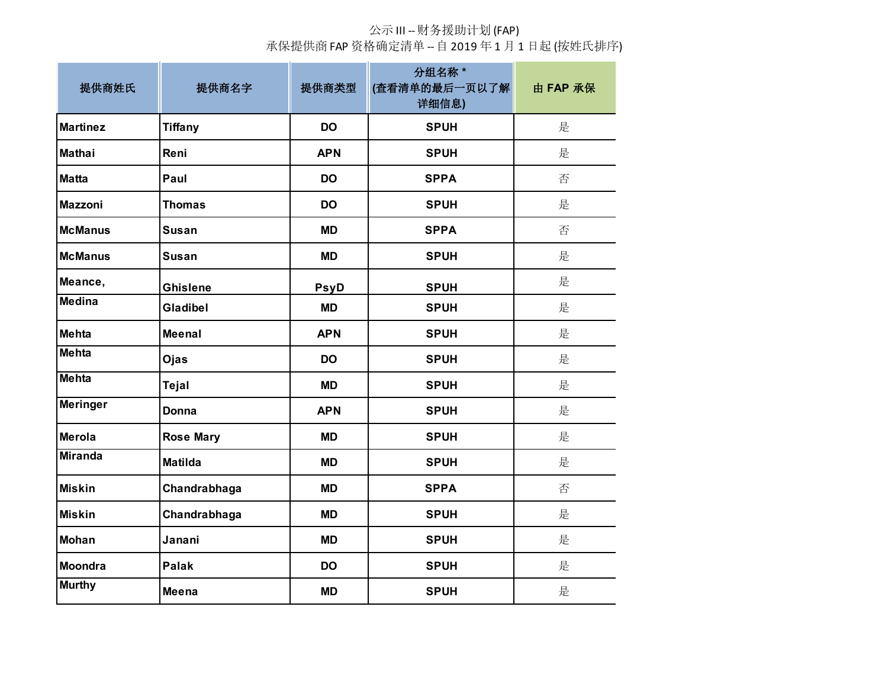公示 III -- 财务援助计划 (FAP)

承保提供商 FAP 资格确定清单 -- 自 2019 年 1 月 1 日起 (按姓氏排序)

| 提供商姓氏 | 提供商名字 | 提供商类型 | 分组名称 * (查看清单的最后一页以了解详细信息) | 由 FAP 承保 |
|---|---|---|---|---|
| Martinez | Tiffany | DO | SPUH | 是 |
| Mathai | Reni | APN | SPUH | 是 |
| Matta | Paul | DO | SPPA | 否 |
| Mazzoni | Thomas | DO | SPUH | 是 |
| McManus | Susan | MD | SPPA | 否 |
| McManus | Susan | MD | SPUH | 是 |
| Meance, | Ghislene | PsyD | SPUH | 是 |
| Medina | Gladibel | MD | SPUH | 是 |
| Mehta | Meenal | APN | SPUH | 是 |
| Mehta | Ojas | DO | SPUH | 是 |
| Mehta | Tejal | MD | SPUH | 是 |
| Meringer | Donna | APN | SPUH | 是 |
| Merola | Rose Mary | MD | SPUH | 是 |
| Miranda | Matilda | MD | SPUH | 是 |
| Miskin | Chandrabhaga | MD | SPPA | 否 |
| Miskin | Chandrabhaga | MD | SPUH | 是 |
| Mohan | Janani | MD | SPUH | 是 |
| Moondra | Palak | DO | SPUH | 是 |
| Murthy | Meena | MD | SPUH | 是 |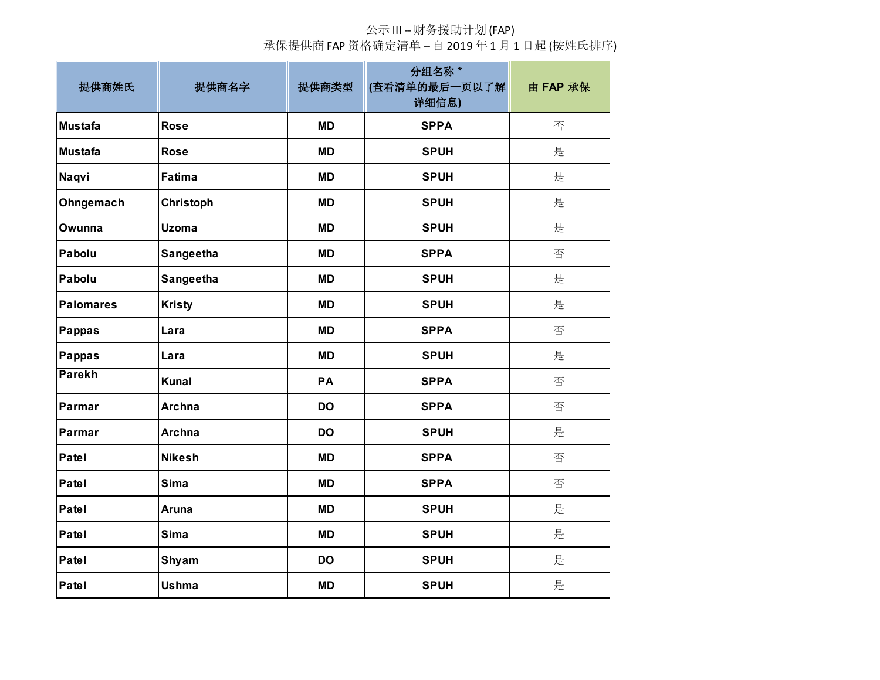公示 III -- 财务援助计划 (FAP)

承保提供商 FAP 资格确定清单 -- 自 2019 年 1 月 1 日起 (按姓氏排序)

| 提供商姓氏 | 提供商名字 | 提供商类型 | 分组名称 * (查看清单的最后一页以了解详细信息) | 由 FAP 承保 |
|---|---|---|---|---|
| Mustafa | Rose | MD | SPPA | 否 |
| Mustafa | Rose | MD | SPUH | 是 |
| Naqvi | Fatima | MD | SPUH | 是 |
| Ohngemach | Christoph | MD | SPUH | 是 |
| Owunna | Uzoma | MD | SPUH | 是 |
| Pabolu | Sangeetha | MD | SPPA | 否 |
| Pabolu | Sangeetha | MD | SPUH | 是 |
| Palomares | Kristy | MD | SPUH | 是 |
| Pappas | Lara | MD | SPPA | 否 |
| Pappas | Lara | MD | SPUH | 是 |
| Parekh | Kunal | PA | SPPA | 否 |
| Parmar | Archna | DO | SPPA | 否 |
| Parmar | Archna | DO | SPUH | 是 |
| Patel | Nikesh | MD | SPPA | 否 |
| Patel | Sima | MD | SPPA | 否 |
| Patel | Aruna | MD | SPUH | 是 |
| Patel | Sima | MD | SPUH | 是 |
| Patel | Shyam | DO | SPUH | 是 |
| Patel | Ushma | MD | SPUH | 是 |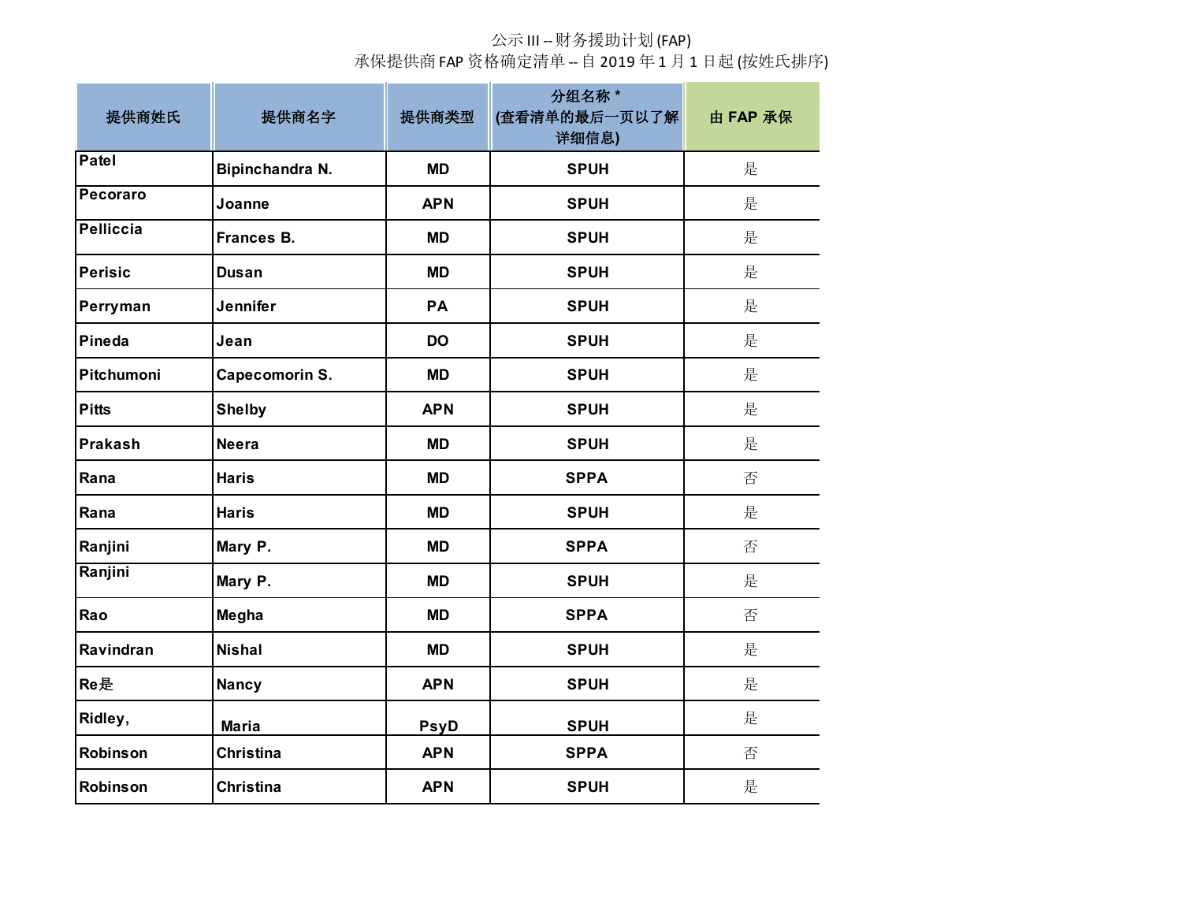公示 III -- 财务援助计划 (FAP)

承保提供商 FAP 资格确定清单 -- 自 2019 年 1 月 1 日起 (按姓氏排序)

| 提供商姓氏 | 提供商名字 | 提供商类型 | 分组名称 * (查看清单的最后一页以了解详细信息) | 由 FAP 承保 |
|---|---|---|---|---|
| Patel | Bipinchandra N. | MD | SPUH | 是 |
| Pecoraro | Joanne | APN | SPUH | 是 |
| Pelliccia | Frances B. | MD | SPUH | 是 |
| Perisic | Dusan | MD | SPUH | 是 |
| Perryman | Jennifer | PA | SPUH | 是 |
| Pineda | Jean | DO | SPUH | 是 |
| Pitchumoni | Capecomorin S. | MD | SPUH | 是 |
| Pitts | Shelby | APN | SPUH | 是 |
| Prakash | Neera | MD | SPUH | 是 |
| Rana | Haris | MD | SPPA | 否 |
| Rana | Haris | MD | SPUH | 是 |
| Ranjini | Mary P. | MD | SPPA | 否 |
| Ranjini | Mary P. | MD | SPUH | 是 |
| Rao | Megha | MD | SPPA | 否 |
| Ravindran | Nishal | MD | SPUH | 是 |
| Re是 | Nancy | APN | SPUH | 是 |
| Ridley, | Maria | PsyD | SPUH | 是 |
| Robinson | Christina | APN | SPPA | 否 |
| Robinson | Christina | APN | SPUH | 是 |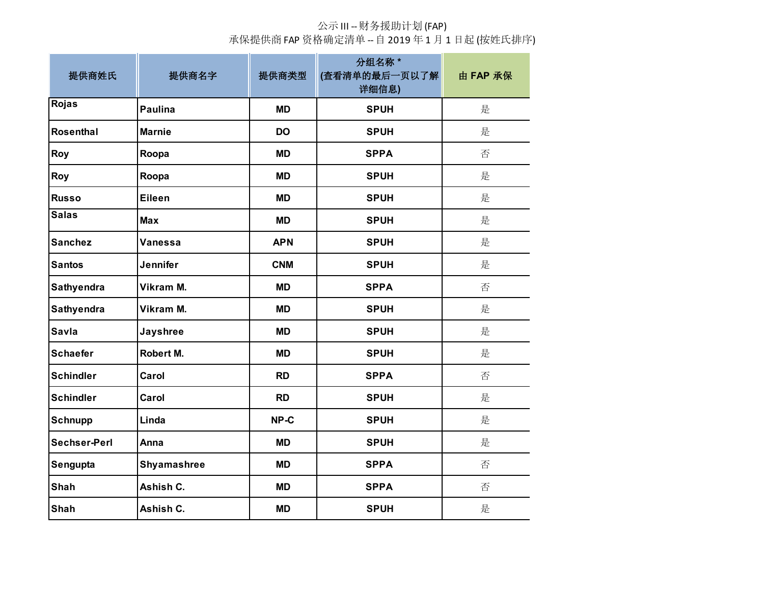公示 III -- 财务援助计划 (FAP)

承保提供商 FAP 资格确定清单 -- 自 2019 年 1 月 1 日起 (按姓氏排序)

| 提供商姓氏 | 提供商名字 | 提供商类型 | 分组名称 * (查看清单的最后一页以了解详细信息) | 由 FAP 承保 |
|---|---|---|---|---|
| Rojas | Paulina | MD | SPUH | 是 |
| Rosenthal | Marnie | DO | SPUH | 是 |
| Roy | Roopa | MD | SPPA | 否 |
| Roy | Roopa | MD | SPUH | 是 |
| Russo | Eileen | MD | SPUH | 是 |
| Salas | Max | MD | SPUH | 是 |
| Sanchez | Vanessa | APN | SPUH | 是 |
| Santos | Jennifer | CNM | SPUH | 是 |
| Sathyendra | Vikram M. | MD | SPPA | 否 |
| Sathyendra | Vikram M. | MD | SPUH | 是 |
| Savla | Jayshree | MD | SPUH | 是 |
| Schaefer | Robert M. | MD | SPUH | 是 |
| Schindler | Carol | RD | SPPA | 否 |
| Schindler | Carol | RD | SPUH | 是 |
| Schnupp | Linda | NP-C | SPUH | 是 |
| Sechser-Perl | Anna | MD | SPUH | 是 |
| Sengupta | Shyamashree | MD | SPPA | 否 |
| Shah | Ashish C. | MD | SPPA | 否 |
| Shah | Ashish C. | MD | SPUH | 是 |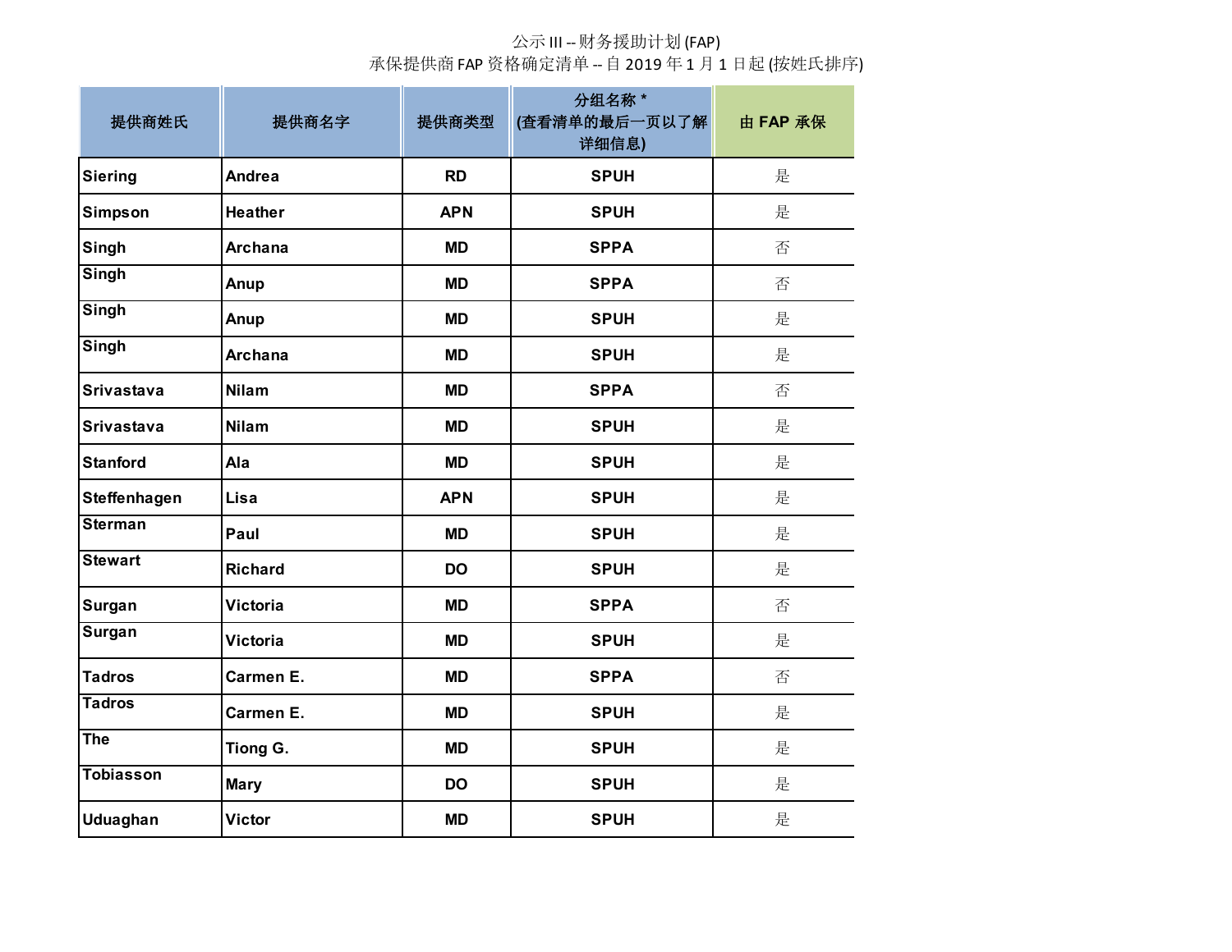公示 III -- 财务援助计划 (FAP)

承保提供商 FAP 资格确定清单 -- 自 2019 年 1 月 1 日起 (按姓氏排序)

| 提供商姓氏 | 提供商名字 | 提供商类型 | 分组名称 * (查看清单的最后一页以了解详细信息) | 由 FAP 承保 |
|---|---|---|---|---|
| Siering | Andrea | RD | SPUH | 是 |
| Simpson | Heather | APN | SPUH | 是 |
| Singh | Archana | MD | SPPA | 否 |
| Singh | Anup | MD | SPPA | 否 |
| Singh | Anup | MD | SPUH | 是 |
| Singh | Archana | MD | SPUH | 是 |
| Srivastava | Nilam | MD | SPPA | 否 |
| Srivastava | Nilam | MD | SPUH | 是 |
| Stanford | Ala | MD | SPUH | 是 |
| Steffenhagen | Lisa | APN | SPUH | 是 |
| Sterman | Paul | MD | SPUH | 是 |
| Stewart | Richard | DO | SPUH | 是 |
| Surgan | Victoria | MD | SPPA | 否 |
| Surgan | Victoria | MD | SPUH | 是 |
| Tadros | Carmen E. | MD | SPPA | 否 |
| Tadros | Carmen E. | MD | SPUH | 是 |
| The | Tiong G. | MD | SPUH | 是 |
| Tobiasson | Mary | DO | SPUH | 是 |
| Uduaghan | Victor | MD | SPUH | 是 |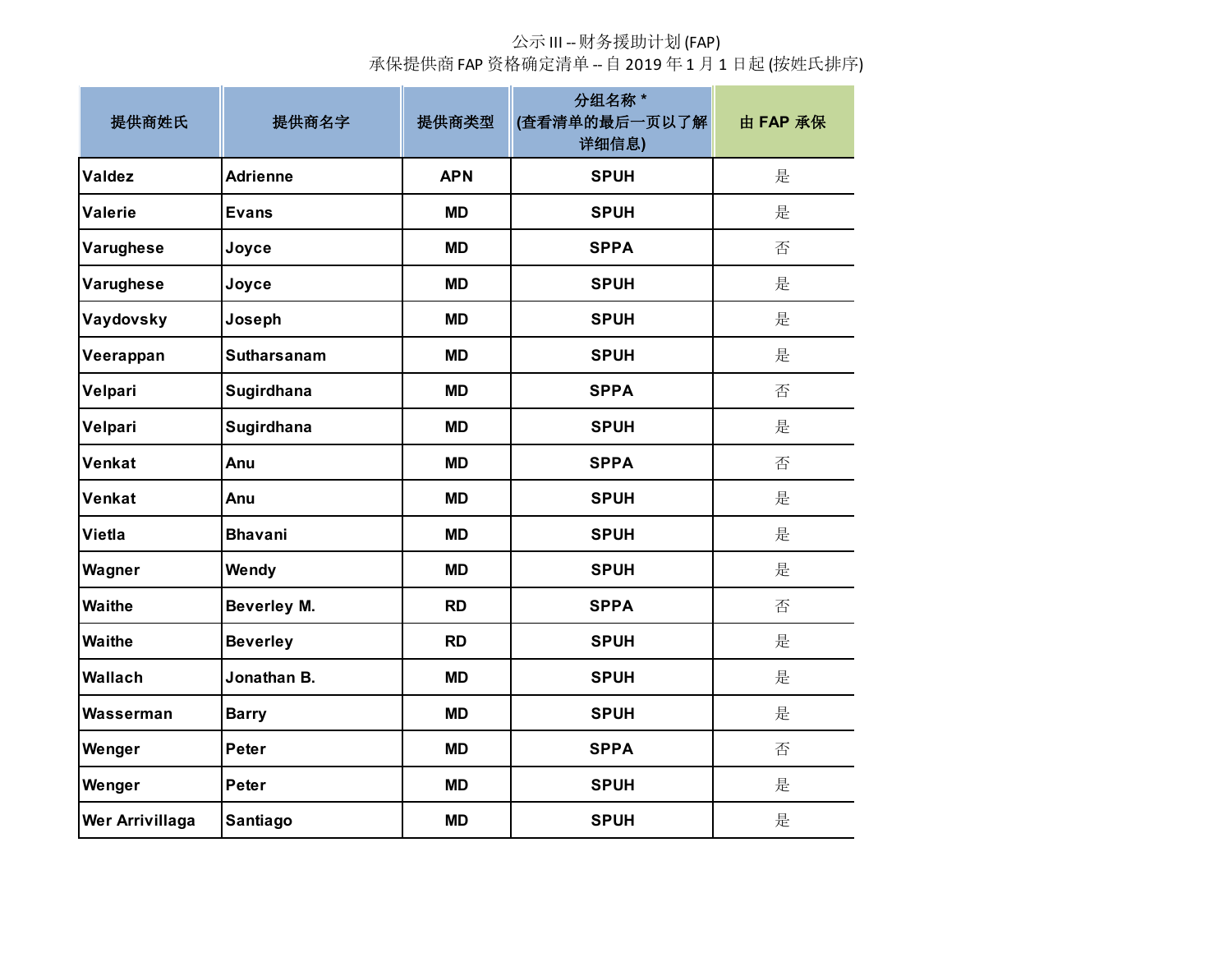公示 III -- 财务援助计划 (FAP)

承保提供商 FAP 资格确定清单 -- 自 2019 年 1 月 1 日起 (按姓氏排序)

| 提供商姓氏 | 提供商名字 | 提供商类型 | 分组名称 * (查看清单的最后一页以了解详细信息) | 由 FAP 承保 |
|---|---|---|---|---|
| Valdez | Adrienne | APN | SPUH | 是 |
| Valerie | Evans | MD | SPUH | 是 |
| Varughese | Joyce | MD | SPPA | 否 |
| Varughese | Joyce | MD | SPUH | 是 |
| Vaydovsky | Joseph | MD | SPUH | 是 |
| Veerappan | Sutharsanam | MD | SPUH | 是 |
| Velpari | Sugirdhana | MD | SPPA | 否 |
| Velpari | Sugirdhana | MD | SPUH | 是 |
| Venkat | Anu | MD | SPPA | 否 |
| Venkat | Anu | MD | SPUH | 是 |
| Vietla | Bhavani | MD | SPUH | 是 |
| Wagner | Wendy | MD | SPUH | 是 |
| Waithe | Beverley M. | RD | SPPA | 否 |
| Waithe | Beverley | RD | SPUH | 是 |
| Wallach | Jonathan B. | MD | SPUH | 是 |
| Wasserman | Barry | MD | SPUH | 是 |
| Wenger | Peter | MD | SPPA | 否 |
| Wenger | Peter | MD | SPUH | 是 |
| Wer Arrivillaga | Santiago | MD | SPUH | 是 |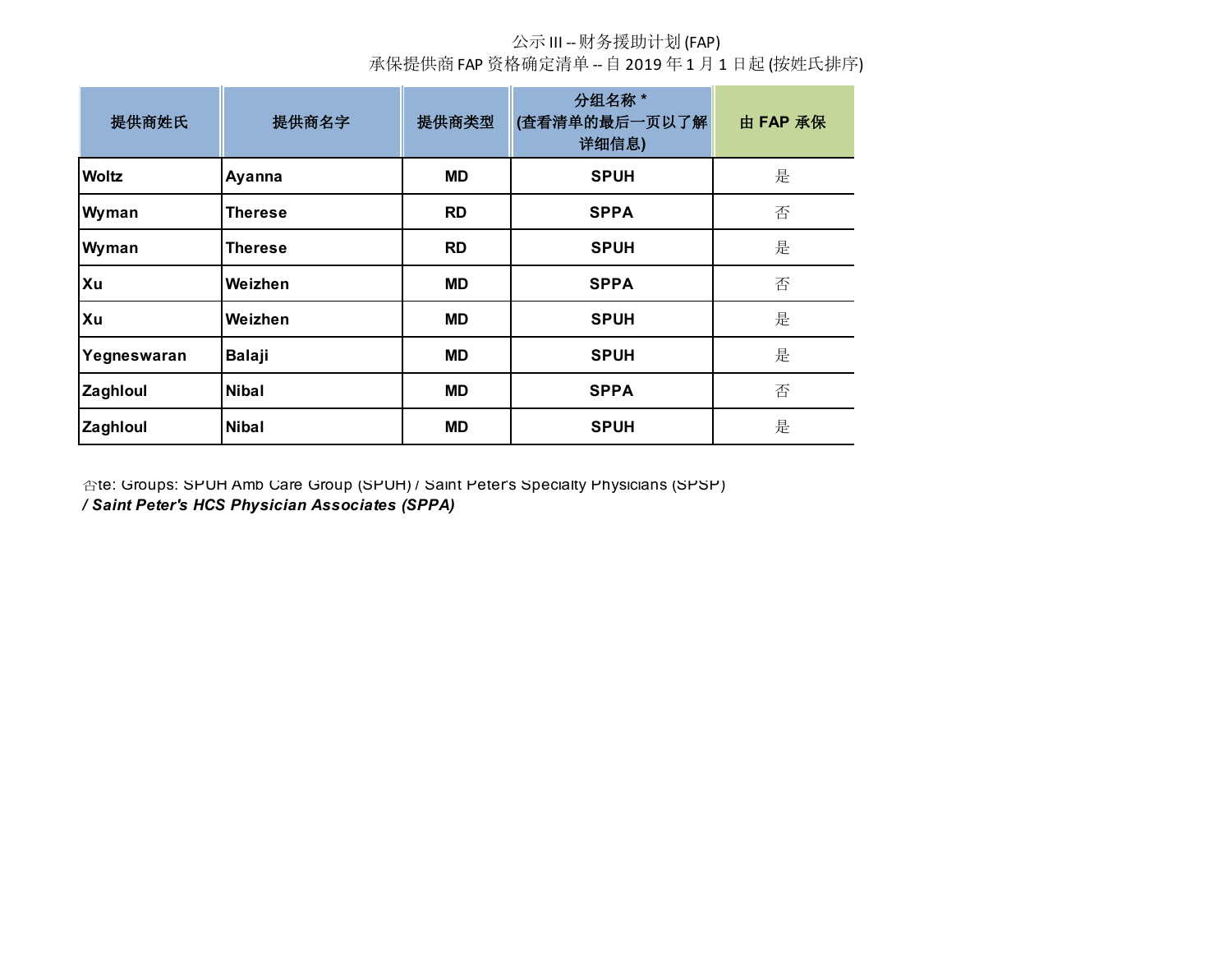公示 III -- 财务援助计划 (FAP)

承保提供商 FAP 资格确定清单 -- 自 2019 年 1 月 1 日起 (按姓氏排序)

| 提供商姓氏 | 提供商名字 | 提供商类型 | 分组名称 * (查看清单的最后一页以了解详细信息) | 由 FAP 承保 |
|---|---|---|---|---|
| Woltz | Ayanna | MD | SPUH | 是 |
| Wyman | Therese | RD | SPPA | 否 |
| Wyman | Therese | RD | SPUH | 是 |
| Xu | Weizhen | MD | SPPA | 否 |
| Xu | Weizhen | MD | SPUH | 是 |
| Yegneswaran | Balaji | MD | SPUH | 是 |
| Zaghloul | Nibal | MD | SPPA | 否 |
| Zaghloul | Nibal | MD | SPUH | 是 |

否te: Groups: SPUH Amb Care Group (SPUH) / Saint Peter's Specialty Physicians (SPSP)
*/ Saint Peter's HCS Physician Associates (SPPA)*